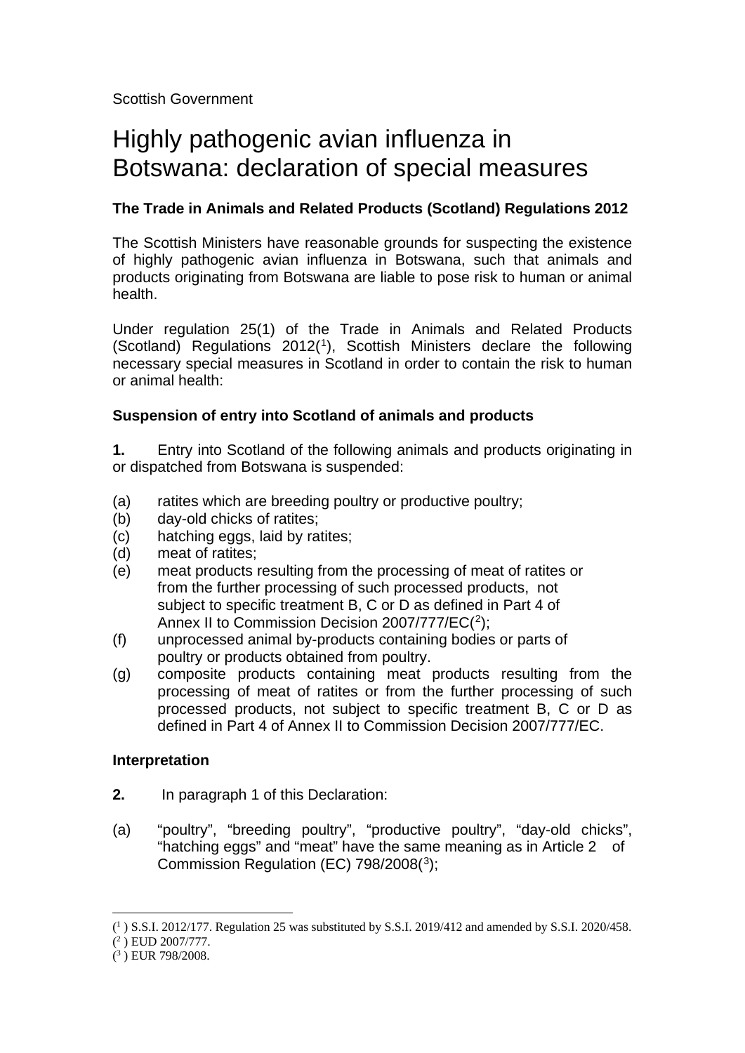Scottish Government

# Highly pathogenic avian influenza in Botswana: declaration of special measures

**The Trade in Animals and Related Products (Scotland) Regulations 2012**

The Scottish Ministers have reasonable grounds for suspecting the existence of highly pathogenic avian influenza in Botswana, such that animals and products originating from Botswana are liable to pose risk to human or animal health.

Under regulation 25(1) of the Trade in Animals and Related Products (Scotland) Regulations 2012([1]), Scottish Ministers declare the following necessary special measures in Scotland in order to contain the risk to human or animal health:

**Suspension of entry into Scotland of animals and products**

**1.** Entry into Scotland of the following animals and products originating in or dispatched from Botswana is suspended:

(a) ratites which are breeding poultry or productive poultry;
(b) day-old chicks of ratites;
(c) hatching eggs, laid by ratites;
(d) meat of ratites;
(e) meat products resulting from the processing of meat of ratites or from the further processing of such processed products, not subject to specific treatment B, C or D as defined in Part 4 of Annex II to Commission Decision 2007/777/EC([2]);
(f) unprocessed animal by-products containing bodies or parts of poultry or products obtained from poultry.
(g) composite products containing meat products resulting from the processing of meat of ratites or from the further processing of such processed products, not subject to specific treatment B, C or D as defined in Part 4 of Annex II to Commission Decision 2007/777/EC.

**Interpretation**

**2.** In paragraph 1 of this Declaration:

(a) "poultry", "breeding poultry", "productive poultry", "day-old chicks", "hatching eggs" and "meat" have the same meaning as in Article 2 of Commission Regulation (EC) 798/2008([3]);

---

([1]) S.S.I. 2012/177. Regulation 25 was substituted by S.S.I. 2019/412 and amended by S.S.I. 2020/458.
([2]) EUD 2007/777.
([3]) EUR 798/2008.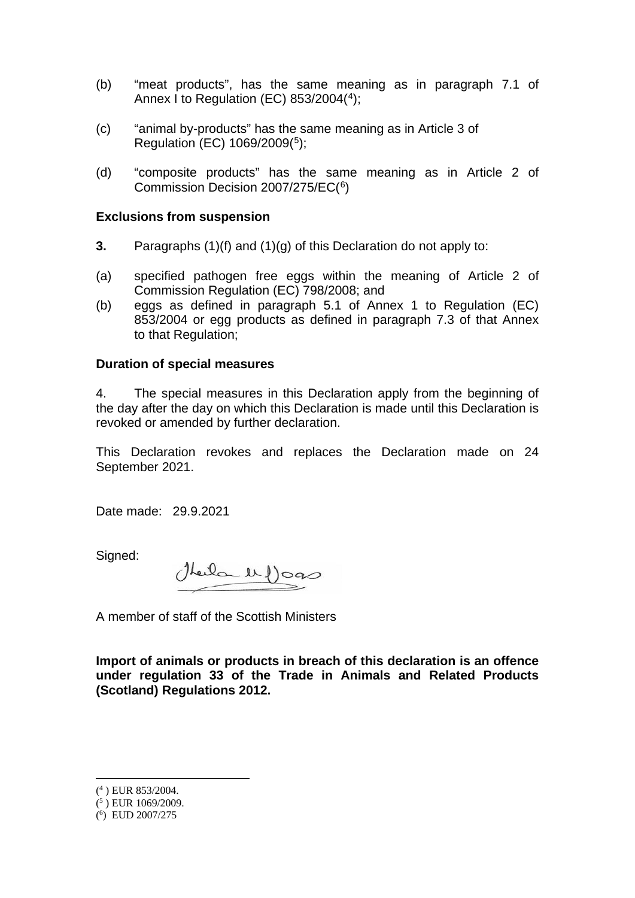(b) "meat products", has the same meaning as in paragraph 7.1 of Annex I to Regulation (EC) 853/2004([4]);

(c) "animal by-products" has the same meaning as in Article 3 of Regulation (EC) 1069/2009([5]);

(d) "composite products" has the same meaning as in Article 2 of Commission Decision 2007/275/EC([6])

**Exclusions from suspension**

**3.** Paragraphs (1)(f) and (1)(g) of this Declaration do not apply to:

(a) specified pathogen free eggs within the meaning of Article 2 of Commission Regulation (EC) 798/2008; and

(b) eggs as defined in paragraph 5.1 of Annex 1 to Regulation (EC) 853/2004 or egg products as defined in paragraph 7.3 of that Annex to that Regulation;

**Duration of special measures**

4. The special measures in this Declaration apply from the beginning of the day after the day on which this Declaration is made until this Declaration is revoked or amended by further declaration.

This Declaration revokes and replaces the Declaration made on 24 September 2021.

Date made: 29.9.2021

Signed:

A member of staff of the Scottish Ministers

**Import of animals or products in breach of this declaration is an offence under regulation 33 of the Trade in Animals and Related Products (Scotland) Regulations 2012.**

([4]) EUR 853/2004.

([5]) EUR 1069/2009.

([6]) EUD 2007/275